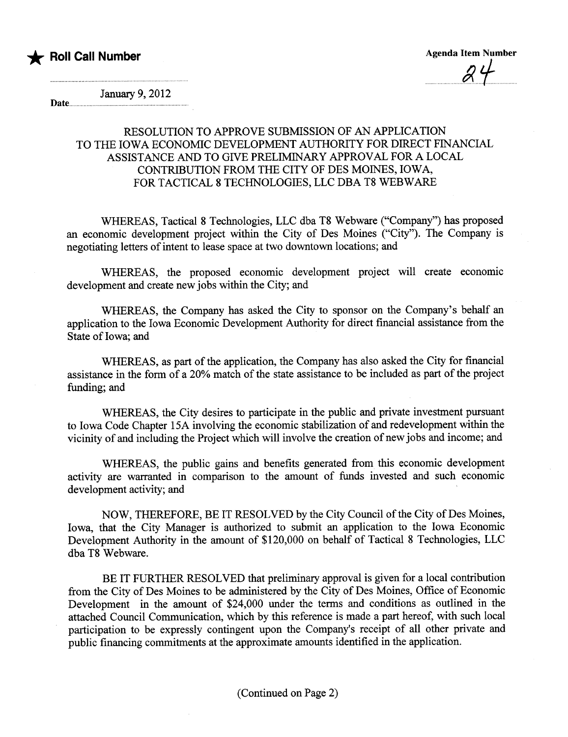★ **Roll Call Number**

**Agenda Item Number**

24

**Date** January 9, 2012

## RESOLUTION TO APPROVE SUBMISSION OF AN APPLICATION TO THE IOWA ECONOMIC DEVELOPMENT AUTHORITY FOR DIRECT FINANCIAL ASSISTANCE AND TO GIVE PRELIMINARY APPROVAL FOR A LOCAL CONTRIBUTION FROM THE CITY OF DES MOINES, IOWA, FOR TACTICAL 8 TECHNOLOGIES, LLC DBA T8 WEBWARE

WHEREAS, Tactical 8 Technologies, LLC dba T8 Webware ("Company") has proposed an economic development project within the City of Des Moines ("City"). The Company is negotiating letters of intent to lease space at two downtown locations; and

WHEREAS, the proposed economic development project will create economic development and create new jobs within the City; and

WHEREAS, the Company has asked the City to sponsor on the Company's behalf an application to the Iowa Economic Development Authority for direct financial assistance from the State of Iowa; and

WHEREAS, as part of the application, the Company has also asked the City for financial assistance in the form of a 20% match of the state assistance to be included as part of the project funding; and

WHEREAS, the City desires to participate in the public and private investment pursuant to Iowa Code Chapter 15A involving the economic stabilization of and redevelopment within the vicinity of and including the Project which will involve the creation of new jobs and income; and

WHEREAS, the public gains and benefits generated from this economic development activity are warranted in comparison to the amount of funds invested and such economic development activity; and

NOW, THEREFORE, BE IT RESOLVED by the City Council of the City of Des Moines, Iowa, that the City Manager is authorized to submit an application to the Iowa Economic Development Authority in the amount of $120,000 on behalf of Tactical 8 Technologies, LLC dba T8 Webware.

BE IT FURTHER RESOLVED that preliminary approval is given for a local contribution from the City of Des Moines to be administered by the City of Des Moines, Office of Economic Development in the amount of $24,000 under the terms and conditions as outlined in the attached Council Communication, which by this reference is made a part hereof, with such local participation to be expressly contingent upon the Company's receipt of all other private and public financing commitments at the approximate amounts identified in the application.

(Continued on Page 2)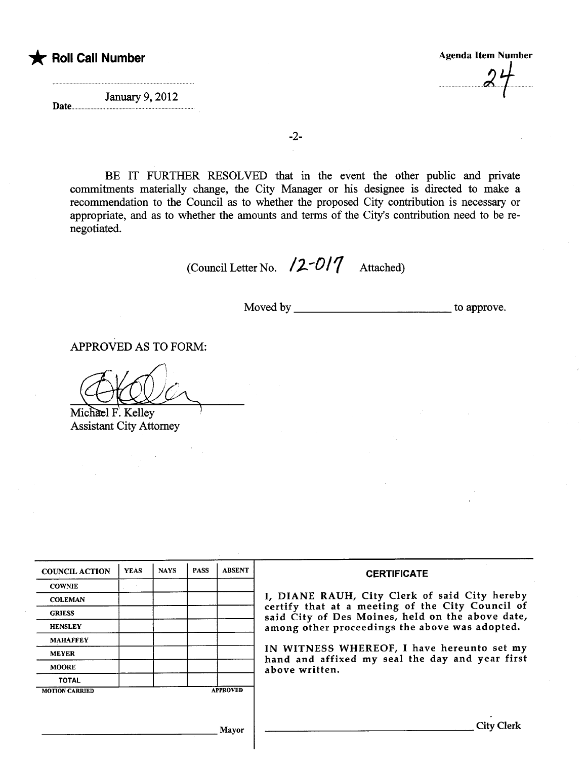★ **Roll Call Number**

Date January 9, 2012

Agenda Item Number 24

-2-

BE IT FURTHER RESOLVED that in the event the other public and private commitments materially change, the City Manager or his designee is directed to make a recommendation to the Council as to whether the proposed City contribution is necessary or appropriate, and as to whether the amounts and terms of the City's contribution need to be re-negotiated.

(Council Letter No. 12-017 Attached)

Moved by ______________________ to approve.

APPROVED AS TO FORM:

Michael F. Kelley
Assistant City Attorney

| COUNCIL ACTION | YEAS | NAYS | PASS | ABSENT |
|---|---|---|---|---|
| COWNIE | | | | |
| COLEMAN | | | | |
| GRIESS | | | | |
| HENSLEY | | | | |
| MAHAFFEY | | | | |
| MEYER | | | | |
| MOORE | | | | |
| TOTAL | | | | |
| MOTION CARRIED | | | | APPROVED |

______________________ Mayor

**CERTIFICATE**

I, DIANE RAUH, City Clerk of said City hereby certify that at a meeting of the City Council of said City of Des Moines, held on the above date, among other proceedings the above was adopted.

IN WITNESS WHEREOF, I have hereunto set my hand and affixed my seal the day and year first above written.

______________________ City Clerk